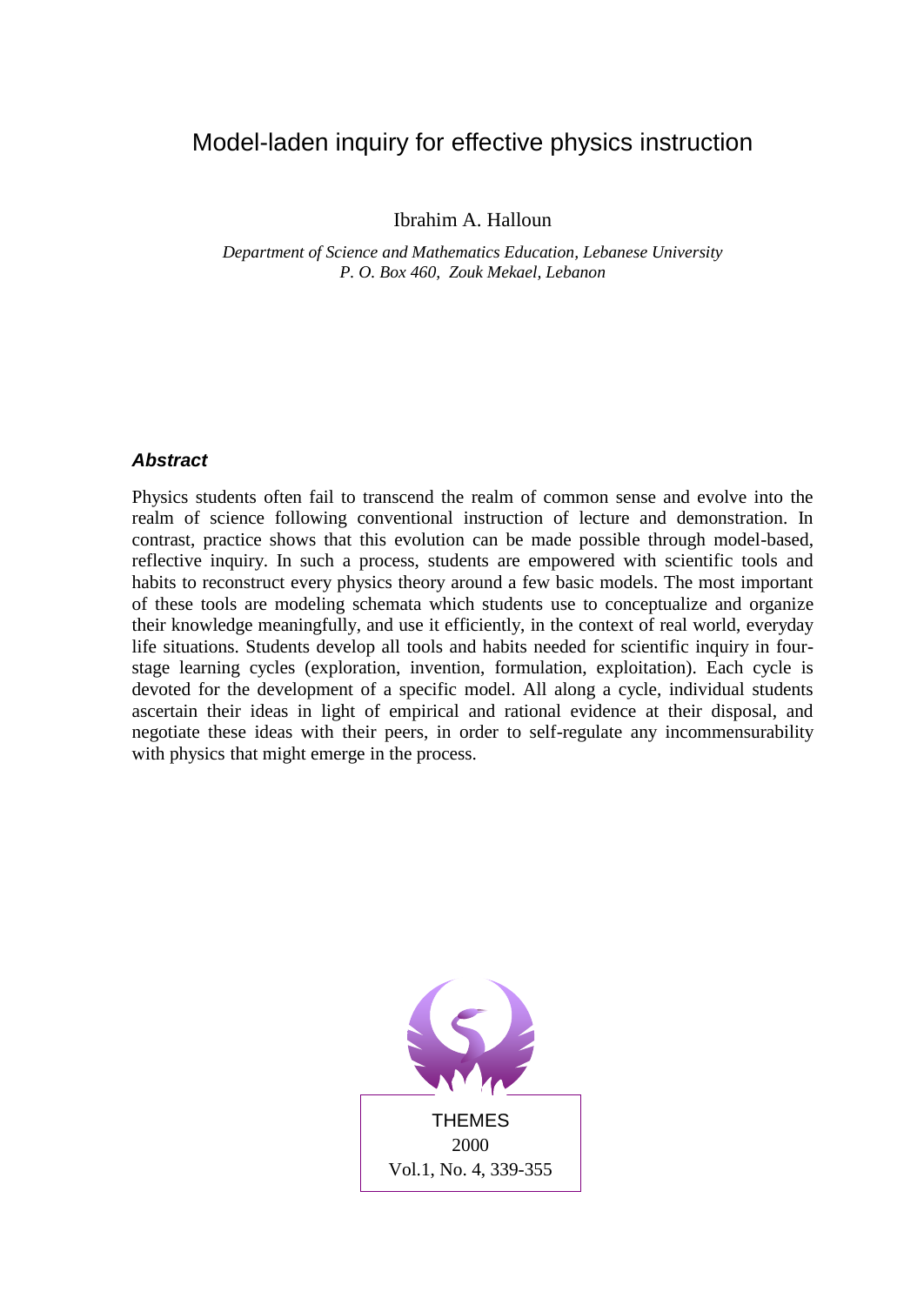# Model-laden inquiry for effective physics instruction

Ibrahim A. Halloun

*Department of Science and Mathematics Education, Lebanese University*
*P. O. Box 460, Zouk Mekael, Lebanon*

### *Abstract*

Physics students often fail to transcend the realm of common sense and evolve into the realm of science following conventional instruction of lecture and demonstration. In contrast, practice shows that this evolution can be made possible through model-based, reflective inquiry. In such a process, students are empowered with scientific tools and habits to reconstruct every physics theory around a few basic models. The most important of these tools are modeling schemata which students use to conceptualize and organize their knowledge meaningfully, and use it efficiently, in the context of real world, everyday life situations. Students develop all tools and habits needed for scientific inquiry in four-stage learning cycles (exploration, invention, formulation, exploitation). Each cycle is devoted for the development of a specific model. All along a cycle, individual students ascertain their ideas in light of empirical and rational evidence at their disposal, and negotiate these ideas with their peers, in order to self-regulate any incommensurability with physics that might emerge in the process.

THEMES
2000
Vol.1, No. 4, 339-355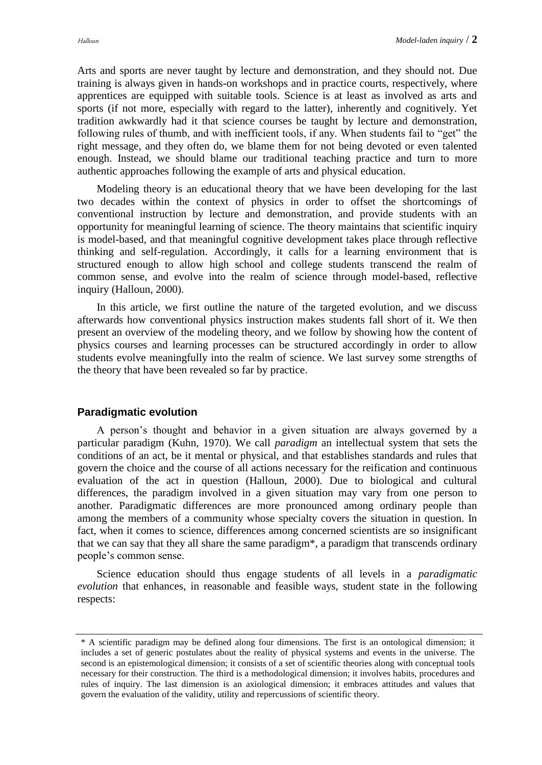Arts and sports are never taught by lecture and demonstration, and they should not. Due training is always given in hands-on workshops and in practice courts, respectively, where apprentices are equipped with suitable tools. Science is at least as involved as arts and sports (if not more, especially with regard to the latter), inherently and cognitively. Yet tradition awkwardly had it that science courses be taught by lecture and demonstration, following rules of thumb, and with inefficient tools, if any. When students fail to "get" the right message, and they often do, we blame them for not being devoted or even talented enough. Instead, we should blame our traditional teaching practice and turn to more authentic approaches following the example of arts and physical education.

Modeling theory is an educational theory that we have been developing for the last two decades within the context of physics in order to offset the shortcomings of conventional instruction by lecture and demonstration, and provide students with an opportunity for meaningful learning of science. The theory maintains that scientific inquiry is model-based, and that meaningful cognitive development takes place through reflective thinking and self-regulation. Accordingly, it calls for a learning environment that is structured enough to allow high school and college students transcend the realm of common sense, and evolve into the realm of science through model-based, reflective inquiry (Halloun, 2000).

In this article, we first outline the nature of the targeted evolution, and we discuss afterwards how conventional physics instruction makes students fall short of it. We then present an overview of the modeling theory, and we follow by showing how the content of physics courses and learning processes can be structured accordingly in order to allow students evolve meaningfully into the realm of science. We last survey some strengths of the theory that have been revealed so far by practice.

## Paradigmatic evolution

A person's thought and behavior in a given situation are always governed by a particular paradigm (Kuhn, 1970). We call *paradigm* an intellectual system that sets the conditions of an act, be it mental or physical, and that establishes standards and rules that govern the choice and the course of all actions necessary for the reification and continuous evaluation of the act in question (Halloun, 2000). Due to biological and cultural differences, the paradigm involved in a given situation may vary from one person to another. Paradigmatic differences are more pronounced among ordinary people than among the members of a community whose specialty covers the situation in question. In fact, when it comes to science, differences among concerned scientists are so insignificant that we can say that they all share the same paradigm*, a paradigm that transcends ordinary people's common sense.

Science education should thus engage students of all levels in a *paradigmatic evolution* that enhances, in reasonable and feasible ways, student state in the following respects:

---

* A scientific paradigm may be defined along four dimensions. The first is an ontological dimension; it includes a set of generic postulates about the reality of physical systems and events in the universe. The second is an epistemological dimension; it consists of a set of scientific theories along with conceptual tools necessary for their construction. The third is a methodological dimension; it involves habits, procedures and rules of inquiry. The last dimension is an axiological dimension; it embraces attitudes and values that govern the evaluation of the validity, utility and repercussions of scientific theory.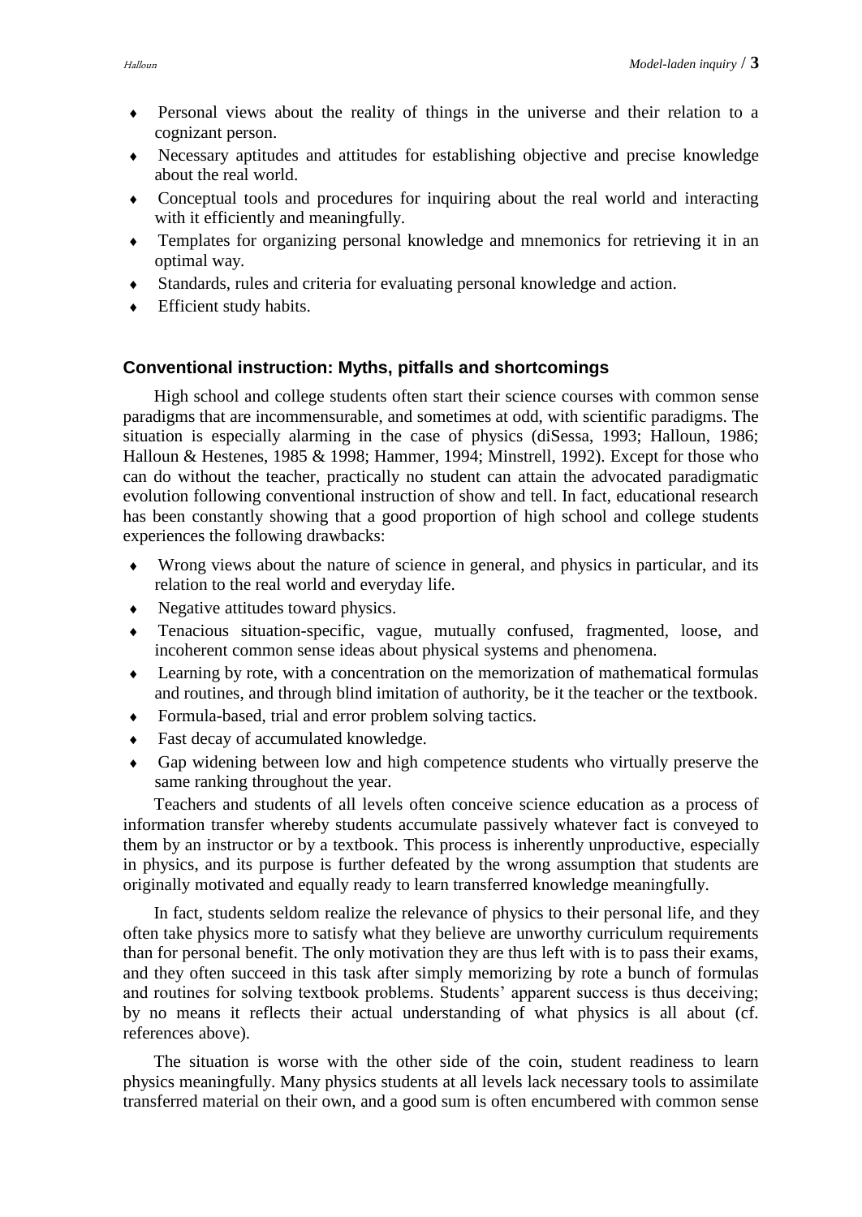- Personal views about the reality of things in the universe and their relation to a cognizant person.
- Necessary aptitudes and attitudes for establishing objective and precise knowledge about the real world.
- Conceptual tools and procedures for inquiring about the real world and interacting with it efficiently and meaningfully.
- Templates for organizing personal knowledge and mnemonics for retrieving it in an optimal way.
- Standards, rules and criteria for evaluating personal knowledge and action.
- Efficient study habits.

## Conventional instruction: Myths, pitfalls and shortcomings

High school and college students often start their science courses with common sense paradigms that are incommensurable, and sometimes at odd, with scientific paradigms. The situation is especially alarming in the case of physics (diSessa, 1993; Halloun, 1986; Halloun & Hestenes, 1985 & 1998; Hammer, 1994; Minstrell, 1992). Except for those who can do without the teacher, practically no student can attain the advocated paradigmatic evolution following conventional instruction of show and tell. In fact, educational research has been constantly showing that a good proportion of high school and college students experiences the following drawbacks:

- Wrong views about the nature of science in general, and physics in particular, and its relation to the real world and everyday life.
- Negative attitudes toward physics.
- Tenacious situation-specific, vague, mutually confused, fragmented, loose, and incoherent common sense ideas about physical systems and phenomena.
- Learning by rote, with a concentration on the memorization of mathematical formulas and routines, and through blind imitation of authority, be it the teacher or the textbook.
- Formula-based, trial and error problem solving tactics.
- Fast decay of accumulated knowledge.
- Gap widening between low and high competence students who virtually preserve the same ranking throughout the year.

Teachers and students of all levels often conceive science education as a process of information transfer whereby students accumulate passively whatever fact is conveyed to them by an instructor or by a textbook. This process is inherently unproductive, especially in physics, and its purpose is further defeated by the wrong assumption that students are originally motivated and equally ready to learn transferred knowledge meaningfully.

In fact, students seldom realize the relevance of physics to their personal life, and they often take physics more to satisfy what they believe are unworthy curriculum requirements than for personal benefit. The only motivation they are thus left with is to pass their exams, and they often succeed in this task after simply memorizing by rote a bunch of formulas and routines for solving textbook problems. Students' apparent success is thus deceiving; by no means it reflects their actual understanding of what physics is all about (cf. references above).

The situation is worse with the other side of the coin, student readiness to learn physics meaningfully. Many physics students at all levels lack necessary tools to assimilate transferred material on their own, and a good sum is often encumbered with common sense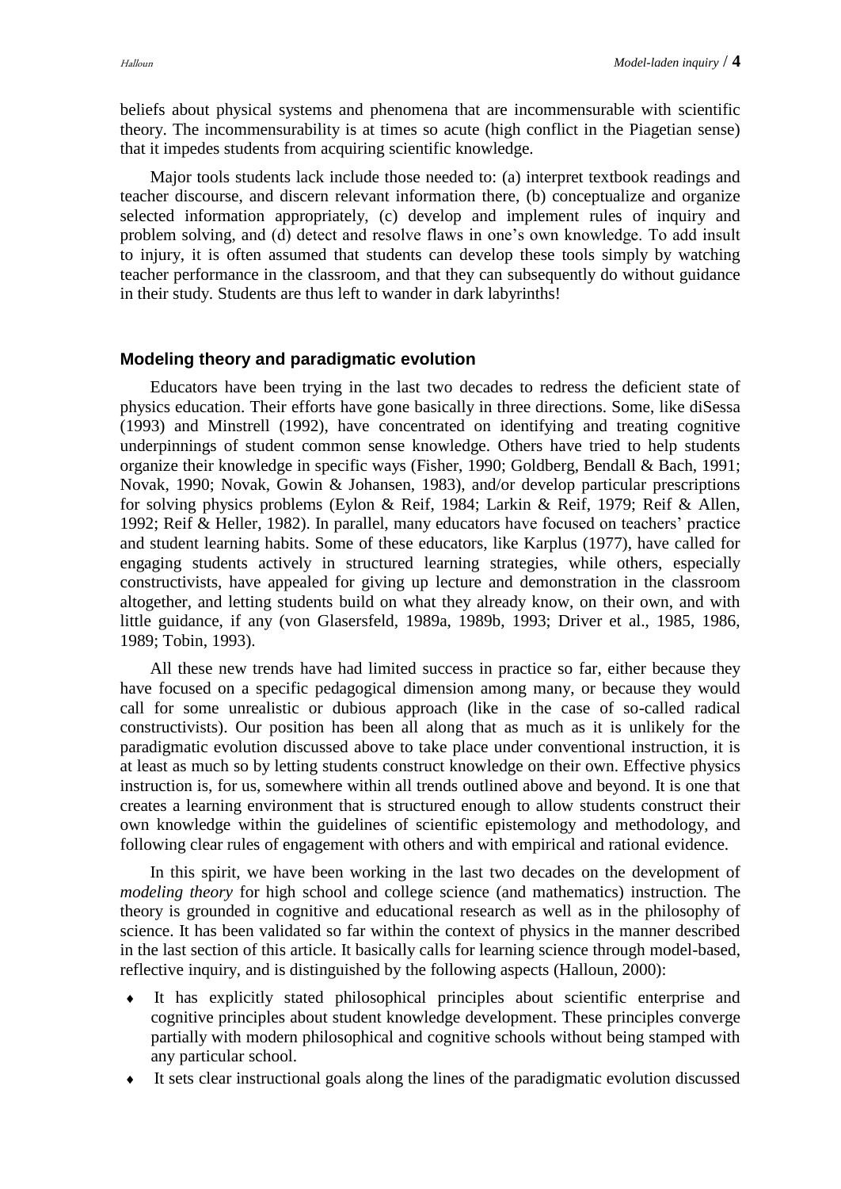beliefs about physical systems and phenomena that are incommensurable with scientific theory. The incommensurability is at times so acute (high conflict in the Piagetian sense) that it impedes students from acquiring scientific knowledge.

Major tools students lack include those needed to: (a) interpret textbook readings and teacher discourse, and discern relevant information there, (b) conceptualize and organize selected information appropriately, (c) develop and implement rules of inquiry and problem solving, and (d) detect and resolve flaws in one's own knowledge. To add insult to injury, it is often assumed that students can develop these tools simply by watching teacher performance in the classroom, and that they can subsequently do without guidance in their study. Students are thus left to wander in dark labyrinths!

## Modeling theory and paradigmatic evolution

Educators have been trying in the last two decades to redress the deficient state of physics education. Their efforts have gone basically in three directions. Some, like diSessa (1993) and Minstrell (1992), have concentrated on identifying and treating cognitive underpinnings of student common sense knowledge. Others have tried to help students organize their knowledge in specific ways (Fisher, 1990; Goldberg, Bendall & Bach, 1991; Novak, 1990; Novak, Gowin & Johansen, 1983), and/or develop particular prescriptions for solving physics problems (Eylon & Reif, 1984; Larkin & Reif, 1979; Reif & Allen, 1992; Reif & Heller, 1982). In parallel, many educators have focused on teachers' practice and student learning habits. Some of these educators, like Karplus (1977), have called for engaging students actively in structured learning strategies, while others, especially constructivists, have appealed for giving up lecture and demonstration in the classroom altogether, and letting students build on what they already know, on their own, and with little guidance, if any (von Glasersfeld, 1989a, 1989b, 1993; Driver et al., 1985, 1986, 1989; Tobin, 1993).

All these new trends have had limited success in practice so far, either because they have focused on a specific pedagogical dimension among many, or because they would call for some unrealistic or dubious approach (like in the case of so-called radical constructivists). Our position has been all along that as much as it is unlikely for the paradigmatic evolution discussed above to take place under conventional instruction, it is at least as much so by letting students construct knowledge on their own. Effective physics instruction is, for us, somewhere within all trends outlined above and beyond. It is one that creates a learning environment that is structured enough to allow students construct their own knowledge within the guidelines of scientific epistemology and methodology, and following clear rules of engagement with others and with empirical and rational evidence.

In this spirit, we have been working in the last two decades on the development of *modeling theory* for high school and college science (and mathematics) instruction. The theory is grounded in cognitive and educational research as well as in the philosophy of science. It has been validated so far within the context of physics in the manner described in the last section of this article. It basically calls for learning science through model-based, reflective inquiry, and is distinguished by the following aspects (Halloun, 2000):

- It has explicitly stated philosophical principles about scientific enterprise and cognitive principles about student knowledge development. These principles converge partially with modern philosophical and cognitive schools without being stamped with any particular school.
- It sets clear instructional goals along the lines of the paradigmatic evolution discussed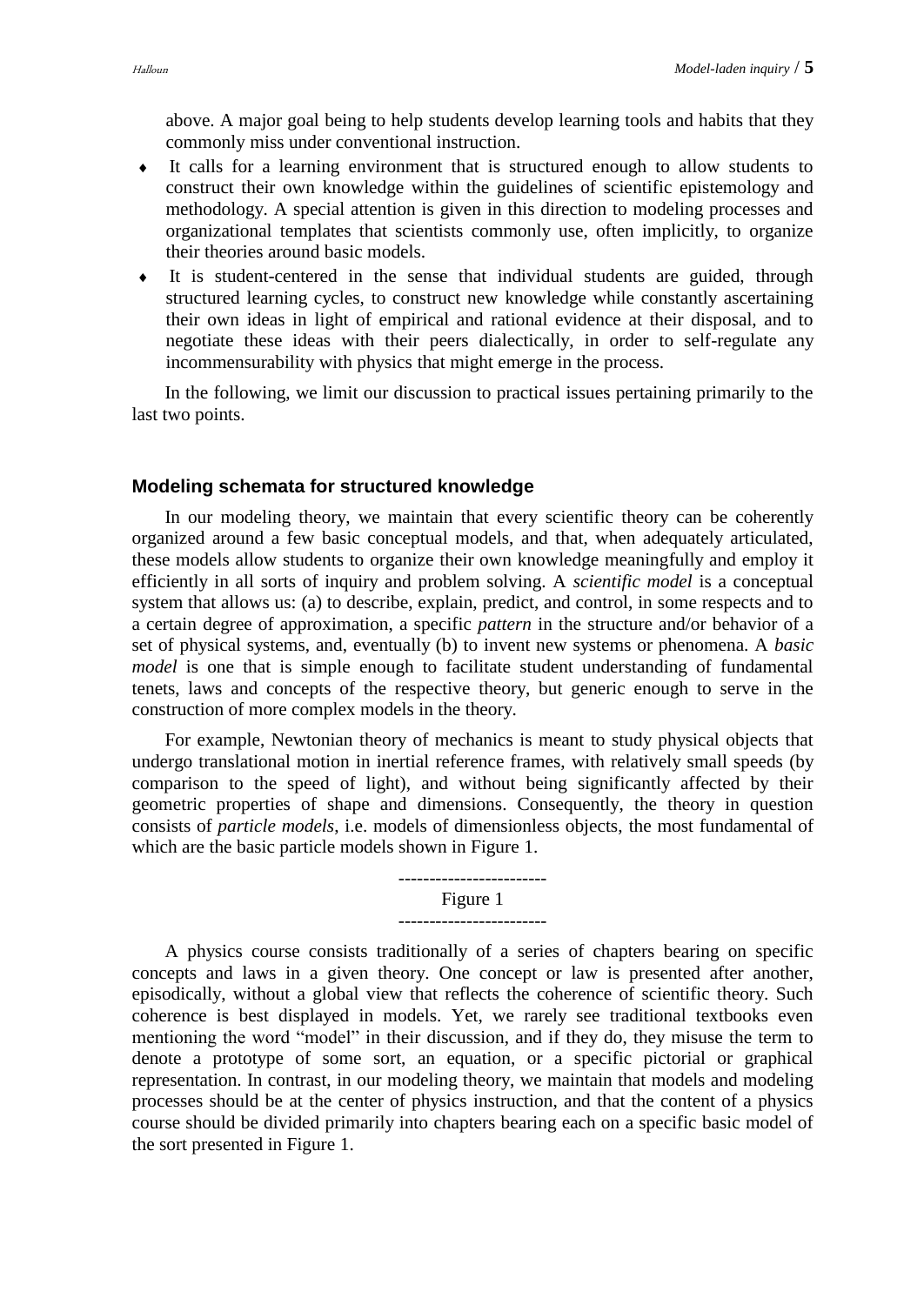above. A major goal being to help students develop learning tools and habits that they commonly miss under conventional instruction.

- It calls for a learning environment that is structured enough to allow students to construct their own knowledge within the guidelines of scientific epistemology and methodology. A special attention is given in this direction to modeling processes and organizational templates that scientists commonly use, often implicitly, to organize their theories around basic models.
- It is student-centered in the sense that individual students are guided, through structured learning cycles, to construct new knowledge while constantly ascertaining their own ideas in light of empirical and rational evidence at their disposal, and to negotiate these ideas with their peers dialectically, in order to self-regulate any incommensurability with physics that might emerge in the process.

In the following, we limit our discussion to practical issues pertaining primarily to the last two points.

## Modeling schemata for structured knowledge

In our modeling theory, we maintain that every scientific theory can be coherently organized around a few basic conceptual models, and that, when adequately articulated, these models allow students to organize their own knowledge meaningfully and employ it efficiently in all sorts of inquiry and problem solving. A *scientific model* is a conceptual system that allows us: (a) to describe, explain, predict, and control, in some respects and to a certain degree of approximation, a specific *pattern* in the structure and/or behavior of a set of physical systems, and, eventually (b) to invent new systems or phenomena. A *basic model* is one that is simple enough to facilitate student understanding of fundamental tenets, laws and concepts of the respective theory, but generic enough to serve in the construction of more complex models in the theory.

For example, Newtonian theory of mechanics is meant to study physical objects that undergo translational motion in inertial reference frames, with relatively small speeds (by comparison to the speed of light), and without being significantly affected by their geometric properties of shape and dimensions. Consequently, the theory in question consists of *particle models*, i.e. models of dimensionless objects, the most fundamental of which are the basic particle models shown in Figure 1.

------------------------
Figure 1
------------------------

A physics course consists traditionally of a series of chapters bearing on specific concepts and laws in a given theory. One concept or law is presented after another, episodically, without a global view that reflects the coherence of scientific theory. Such coherence is best displayed in models. Yet, we rarely see traditional textbooks even mentioning the word "model" in their discussion, and if they do, they misuse the term to denote a prototype of some sort, an equation, or a specific pictorial or graphical representation. In contrast, in our modeling theory, we maintain that models and modeling processes should be at the center of physics instruction, and that the content of a physics course should be divided primarily into chapters bearing each on a specific basic model of the sort presented in Figure 1.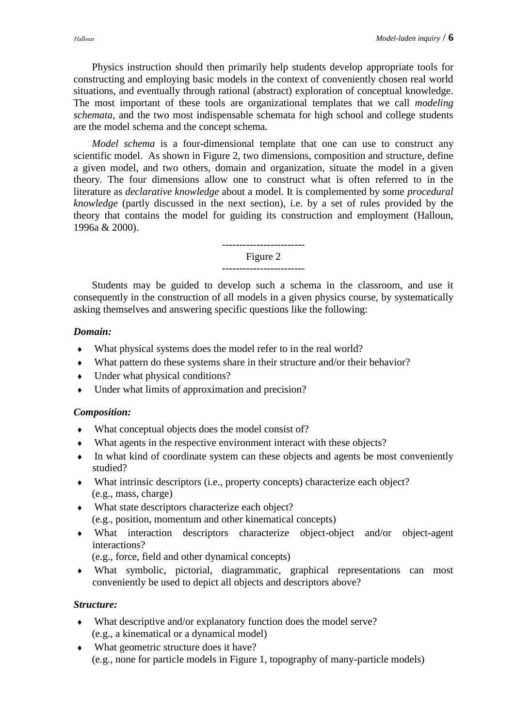Physics instruction should then primarily help students develop appropriate tools for constructing and employing basic models in the context of conveniently chosen real world situations, and eventually through rational (abstract) exploration of conceptual knowledge. The most important of these tools are organizational templates that we call *modeling schemata*, and the two most indispensable schemata for high school and college students are the model schema and the concept schema.

*Model schema* is a four-dimensional template that one can use to construct any scientific model. As shown in Figure 2, two dimensions, composition and structure, define a given model, and two others, domain and organization, situate the model in a given theory. The four dimensions allow one to construct what is often referred to in the literature as *declarative knowledge* about a model. It is complemented by some *procedural knowledge* (partly discussed in the next section), i.e. by a set of rules provided by the theory that contains the model for guiding its construction and employment (Halloun, 1996a & 2000).

------------------------
Figure 2
------------------------

Students may be guided to develop such a schema in the classroom, and use it consequently in the construction of all models in a given physics course, by systematically asking themselves and answering specific questions like the following:

***Domain:***

- What physical systems does the model refer to in the real world?
- What pattern do these systems share in their structure and/or their behavior?
- Under what physical conditions?
- Under what limits of approximation and precision?

***Composition:***

- What conceptual objects does the model consist of?
- What agents in the respective environment interact with these objects?
- In what kind of coordinate system can these objects and agents be most conveniently studied?
- What intrinsic descriptors (i.e., property concepts) characterize each object?
  (e.g., mass, charge)
- What state descriptors characterize each object?
  (e.g., position, momentum and other kinematical concepts)
- What interaction descriptors characterize object-object and/or object-agent interactions?
  (e.g., force, field and other dynamical concepts)
- What symbolic, pictorial, diagrammatic, graphical representations can most conveniently be used to depict all objects and descriptors above?

***Structure:***

- What descriptive and/or explanatory function does the model serve?
  (e.g., a kinematical or a dynamical model)
- What geometric structure does it have?
  (e.g., none for particle models in Figure 1, topography of many-particle models)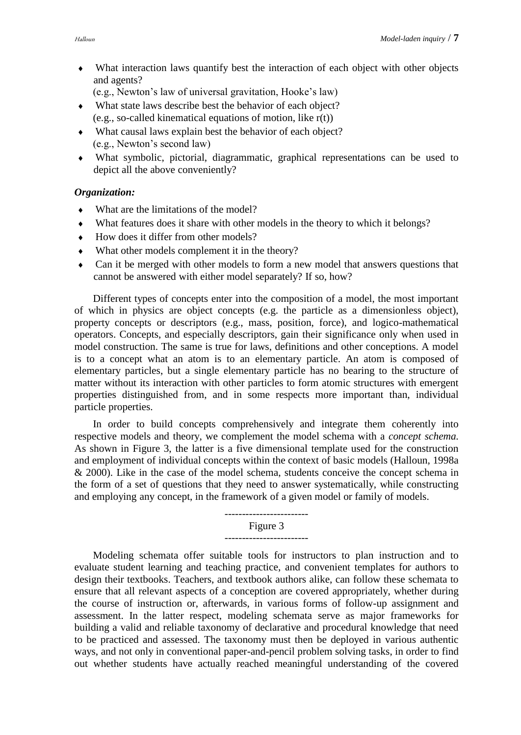- What interaction laws quantify best the interaction of each object with other objects and agents?
  (e.g., Newton's law of universal gravitation, Hooke's law)
- What state laws describe best the behavior of each object?
  (e.g., so-called kinematical equations of motion, like r(t))
- What causal laws explain best the behavior of each object?
  (e.g., Newton's second law)
- What symbolic, pictorial, diagrammatic, graphical representations can be used to depict all the above conveniently?

***Organization:***

- What are the limitations of the model?
- What features does it share with other models in the theory to which it belongs?
- How does it differ from other models?
- What other models complement it in the theory?
- Can it be merged with other models to form a new model that answers questions that cannot be answered with either model separately? If so, how?

Different types of concepts enter into the composition of a model, the most important of which in physics are object concepts (e.g. the particle as a dimensionless object), property concepts or descriptors (e.g., mass, position, force), and logico-mathematical operators. Concepts, and especially descriptors, gain their significance only when used in model construction. The same is true for laws, definitions and other conceptions. A model is to a concept what an atom is to an elementary particle. An atom is composed of elementary particles, but a single elementary particle has no bearing to the structure of matter without its interaction with other particles to form atomic structures with emergent properties distinguished from, and in some respects more important than, individual particle properties.

In order to build concepts comprehensively and integrate them coherently into respective models and theory, we complement the model schema with a *concept schema.* As shown in Figure 3, the latter is a five dimensional template used for the construction and employment of individual concepts within the context of basic models (Halloun, 1998a & 2000). Like in the case of the model schema, students conceive the concept schema in the form of a set of questions that they need to answer systematically, while constructing and employing any concept, in the framework of a given model or family of models.

------------------------
Figure 3
------------------------

Modeling schemata offer suitable tools for instructors to plan instruction and to evaluate student learning and teaching practice, and convenient templates for authors to design their textbooks. Teachers, and textbook authors alike, can follow these schemata to ensure that all relevant aspects of a conception are covered appropriately, whether during the course of instruction or, afterwards, in various forms of follow-up assignment and assessment. In the latter respect, modeling schemata serve as major frameworks for building a valid and reliable taxonomy of declarative and procedural knowledge that need to be practiced and assessed. The taxonomy must then be deployed in various authentic ways, and not only in conventional paper-and-pencil problem solving tasks, in order to find out whether students have actually reached meaningful understanding of the covered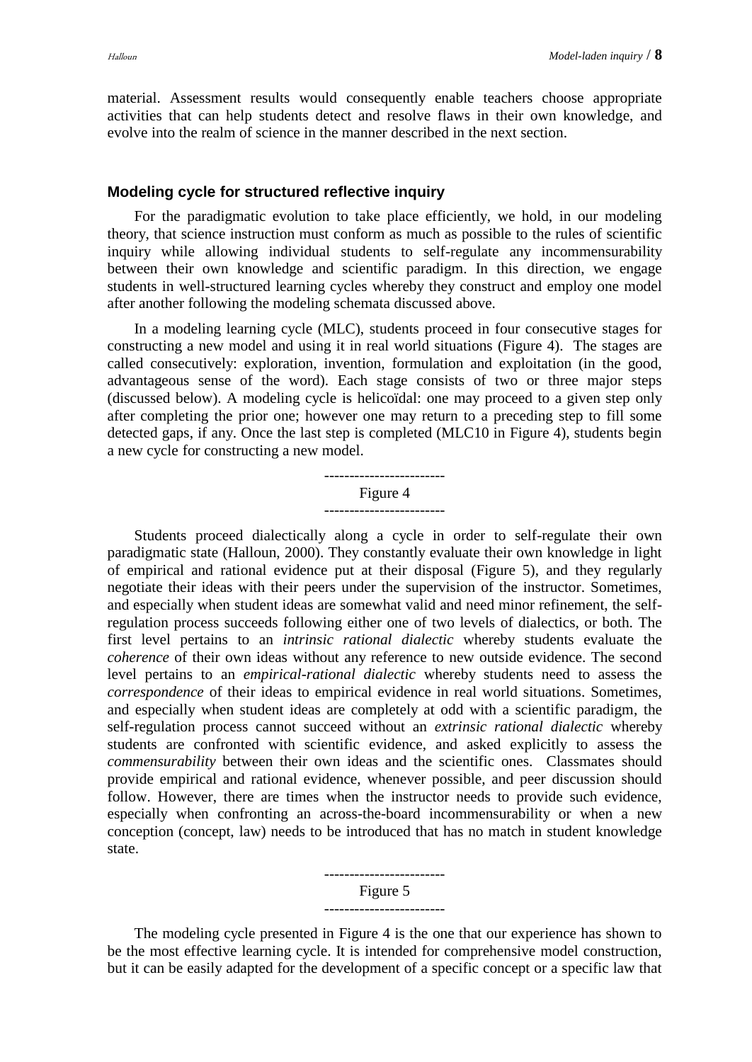material. Assessment results would consequently enable teachers choose appropriate activities that can help students detect and resolve flaws in their own knowledge, and evolve into the realm of science in the manner described in the next section.

## Modeling cycle for structured reflective inquiry

For the paradigmatic evolution to take place efficiently, we hold, in our modeling theory, that science instruction must conform as much as possible to the rules of scientific inquiry while allowing individual students to self-regulate any incommensurability between their own knowledge and scientific paradigm. In this direction, we engage students in well-structured learning cycles whereby they construct and employ one model after another following the modeling schemata discussed above.

In a modeling learning cycle (MLC), students proceed in four consecutive stages for constructing a new model and using it in real world situations (Figure 4). The stages are called consecutively: exploration, invention, formulation and exploitation (in the good, advantageous sense of the word). Each stage consists of two or three major steps (discussed below). A modeling cycle is helicoïdal: one may proceed to a given step only after completing the prior one; however one may return to a preceding step to fill some detected gaps, if any. Once the last step is completed (MLC10 in Figure 4), students begin a new cycle for constructing a new model.

------------------------
Figure 4
------------------------

Students proceed dialectically along a cycle in order to self-regulate their own paradigmatic state (Halloun, 2000). They constantly evaluate their own knowledge in light of empirical and rational evidence put at their disposal (Figure 5), and they regularly negotiate their ideas with their peers under the supervision of the instructor. Sometimes, and especially when student ideas are somewhat valid and need minor refinement, the self-regulation process succeeds following either one of two levels of dialectics, or both. The first level pertains to an *intrinsic rational dialectic* whereby students evaluate the *coherence* of their own ideas without any reference to new outside evidence. The second level pertains to an *empirical-rational dialectic* whereby students need to assess the *correspondence* of their ideas to empirical evidence in real world situations. Sometimes, and especially when student ideas are completely at odd with a scientific paradigm, the self-regulation process cannot succeed without an *extrinsic rational dialectic* whereby students are confronted with scientific evidence, and asked explicitly to assess the *commensurability* between their own ideas and the scientific ones. Classmates should provide empirical and rational evidence, whenever possible, and peer discussion should follow. However, there are times when the instructor needs to provide such evidence, especially when confronting an across-the-board incommensurability or when a new conception (concept, law) needs to be introduced that has no match in student knowledge state.

------------------------
Figure 5
------------------------

The modeling cycle presented in Figure 4 is the one that our experience has shown to be the most effective learning cycle. It is intended for comprehensive model construction, but it can be easily adapted for the development of a specific concept or a specific law that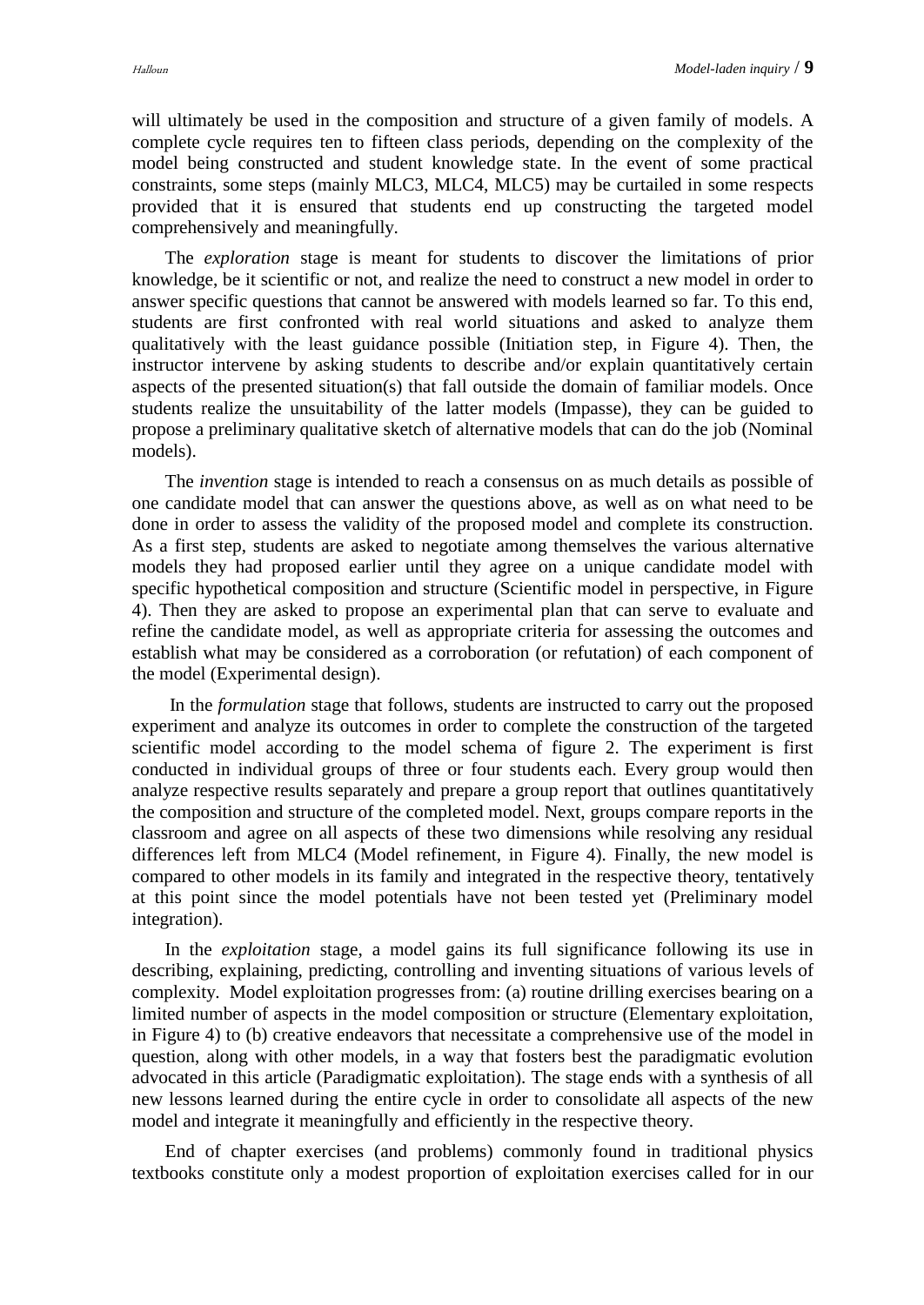will ultimately be used in the composition and structure of a given family of models. A complete cycle requires ten to fifteen class periods, depending on the complexity of the model being constructed and student knowledge state. In the event of some practical constraints, some steps (mainly MLC3, MLC4, MLC5) may be curtailed in some respects provided that it is ensured that students end up constructing the targeted model comprehensively and meaningfully.

The *exploration* stage is meant for students to discover the limitations of prior knowledge, be it scientific or not, and realize the need to construct a new model in order to answer specific questions that cannot be answered with models learned so far. To this end, students are first confronted with real world situations and asked to analyze them qualitatively with the least guidance possible (Initiation step, in Figure 4). Then, the instructor intervene by asking students to describe and/or explain quantitatively certain aspects of the presented situation(s) that fall outside the domain of familiar models. Once students realize the unsuitability of the latter models (Impasse), they can be guided to propose a preliminary qualitative sketch of alternative models that can do the job (Nominal models).

The *invention* stage is intended to reach a consensus on as much details as possible of one candidate model that can answer the questions above, as well as on what need to be done in order to assess the validity of the proposed model and complete its construction. As a first step, students are asked to negotiate among themselves the various alternative models they had proposed earlier until they agree on a unique candidate model with specific hypothetical composition and structure (Scientific model in perspective, in Figure 4). Then they are asked to propose an experimental plan that can serve to evaluate and refine the candidate model, as well as appropriate criteria for assessing the outcomes and establish what may be considered as a corroboration (or refutation) of each component of the model (Experimental design).

In the *formulation* stage that follows, students are instructed to carry out the proposed experiment and analyze its outcomes in order to complete the construction of the targeted scientific model according to the model schema of figure 2. The experiment is first conducted in individual groups of three or four students each. Every group would then analyze respective results separately and prepare a group report that outlines quantitatively the composition and structure of the completed model. Next, groups compare reports in the classroom and agree on all aspects of these two dimensions while resolving any residual differences left from MLC4 (Model refinement, in Figure 4). Finally, the new model is compared to other models in its family and integrated in the respective theory, tentatively at this point since the model potentials have not been tested yet (Preliminary model integration).

In the *exploitation* stage, a model gains its full significance following its use in describing, explaining, predicting, controlling and inventing situations of various levels of complexity. Model exploitation progresses from: (a) routine drilling exercises bearing on a limited number of aspects in the model composition or structure (Elementary exploitation, in Figure 4) to (b) creative endeavors that necessitate a comprehensive use of the model in question, along with other models, in a way that fosters best the paradigmatic evolution advocated in this article (Paradigmatic exploitation). The stage ends with a synthesis of all new lessons learned during the entire cycle in order to consolidate all aspects of the new model and integrate it meaningfully and efficiently in the respective theory.

End of chapter exercises (and problems) commonly found in traditional physics textbooks constitute only a modest proportion of exploitation exercises called for in our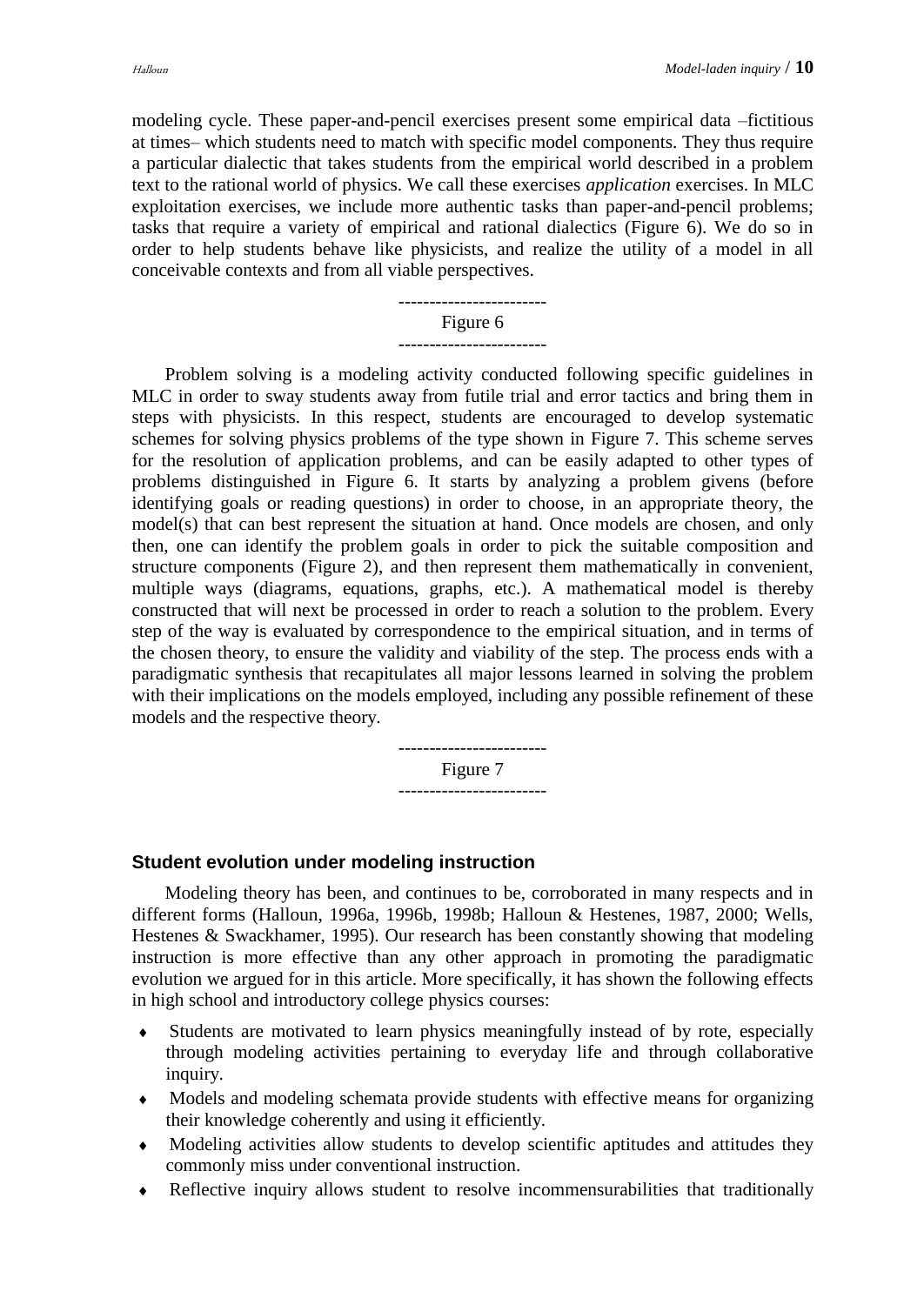modeling cycle. These paper-and-pencil exercises present some empirical data –fictitious at times– which students need to match with specific model components. They thus require a particular dialectic that takes students from the empirical world described in a problem text to the rational world of physics. We call these exercises *application* exercises. In MLC exploitation exercises, we include more authentic tasks than paper-and-pencil problems; tasks that require a variety of empirical and rational dialectics (Figure 6). We do so in order to help students behave like physicists, and realize the utility of a model in all conceivable contexts and from all viable perspectives.

------------------------
Figure 6
------------------------

Problem solving is a modeling activity conducted following specific guidelines in MLC in order to sway students away from futile trial and error tactics and bring them in steps with physicists. In this respect, students are encouraged to develop systematic schemes for solving physics problems of the type shown in Figure 7. This scheme serves for the resolution of application problems, and can be easily adapted to other types of problems distinguished in Figure 6. It starts by analyzing a problem givens (before identifying goals or reading questions) in order to choose, in an appropriate theory, the model(s) that can best represent the situation at hand. Once models are chosen, and only then, one can identify the problem goals in order to pick the suitable composition and structure components (Figure 2), and then represent them mathematically in convenient, multiple ways (diagrams, equations, graphs, etc.). A mathematical model is thereby constructed that will next be processed in order to reach a solution to the problem. Every step of the way is evaluated by correspondence to the empirical situation, and in terms of the chosen theory, to ensure the validity and viability of the step. The process ends with a paradigmatic synthesis that recapitulates all major lessons learned in solving the problem with their implications on the models employed, including any possible refinement of these models and the respective theory.

------------------------
Figure 7
------------------------

## Student evolution under modeling instruction

Modeling theory has been, and continues to be, corroborated in many respects and in different forms (Halloun, 1996a, 1996b, 1998b; Halloun & Hestenes, 1987, 2000; Wells, Hestenes & Swackhamer, 1995). Our research has been constantly showing that modeling instruction is more effective than any other approach in promoting the paradigmatic evolution we argued for in this article. More specifically, it has shown the following effects in high school and introductory college physics courses:

- Students are motivated to learn physics meaningfully instead of by rote, especially through modeling activities pertaining to everyday life and through collaborative inquiry.
- Models and modeling schemata provide students with effective means for organizing their knowledge coherently and using it efficiently.
- Modeling activities allow students to develop scientific aptitudes and attitudes they commonly miss under conventional instruction.
- Reflective inquiry allows student to resolve incommensurabilities that traditionally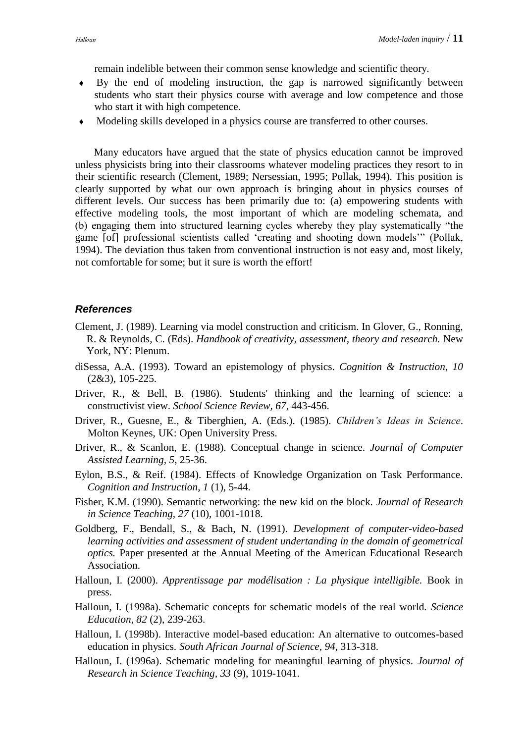remain indelible between their common sense knowledge and scientific theory.

- By the end of modeling instruction, the gap is narrowed significantly between students who start their physics course with average and low competence and those who start it with high competence.
- Modeling skills developed in a physics course are transferred to other courses.

Many educators have argued that the state of physics education cannot be improved unless physicists bring into their classrooms whatever modeling practices they resort to in their scientific research (Clement, 1989; Nersessian, 1995; Pollak, 1994). This position is clearly supported by what our own approach is bringing about in physics courses of different levels. Our success has been primarily due to: (a) empowering students with effective modeling tools, the most important of which are modeling schemata, and (b) engaging them into structured learning cycles whereby they play systematically "the game [of] professional scientists called 'creating and shooting down models'" (Pollak, 1994). The deviation thus taken from conventional instruction is not easy and, most likely, not comfortable for some; but it sure is worth the effort!

### *References*

Clement, J. (1989). Learning via model construction and criticism. In Glover, G., Ronning, R. & Reynolds, C. (Eds). *Handbook of creativity, assessment, theory and research.* New York, NY: Plenum.

diSessa, A.A. (1993). Toward an epistemology of physics. *Cognition & Instruction, 10* (2&3), 105-225.

Driver, R., & Bell, B. (1986). Students' thinking and the learning of science: a constructivist view. *School Science Review, 67*, 443-456.

Driver, R., Guesne, E., & Tiberghien, A. (Eds.). (1985). *Children's Ideas in Science*. Molton Keynes, UK: Open University Press.

Driver, R., & Scanlon, E. (1988). Conceptual change in science. *Journal of Computer Assisted Learning, 5*, 25-36.

Eylon, B.S., & Reif. (1984). Effects of Knowledge Organization on Task Performance. *Cognition and Instruction, 1* (1), 5-44.

Fisher, K.M. (1990). Semantic networking: the new kid on the block. *Journal of Research in Science Teaching, 27* (10), 1001-1018.

Goldberg, F., Bendall, S., & Bach, N. (1991). *Development of computer-video-based learning activities and assessment of student undertanding in the domain of geometrical optics.* Paper presented at the Annual Meeting of the American Educational Research Association.

Halloun, I. (2000). *Apprentissage par modélisation : La physique intelligible.* Book in press.

Halloun, I. (1998a). Schematic concepts for schematic models of the real world. *Science Education, 82* (2), 239-263.

Halloun, I. (1998b). Interactive model-based education: An alternative to outcomes-based education in physics. *South African Journal of Science, 94*, 313-318.

Halloun, I. (1996a). Schematic modeling for meaningful learning of physics. *Journal of Research in Science Teaching, 33* (9), 1019-1041.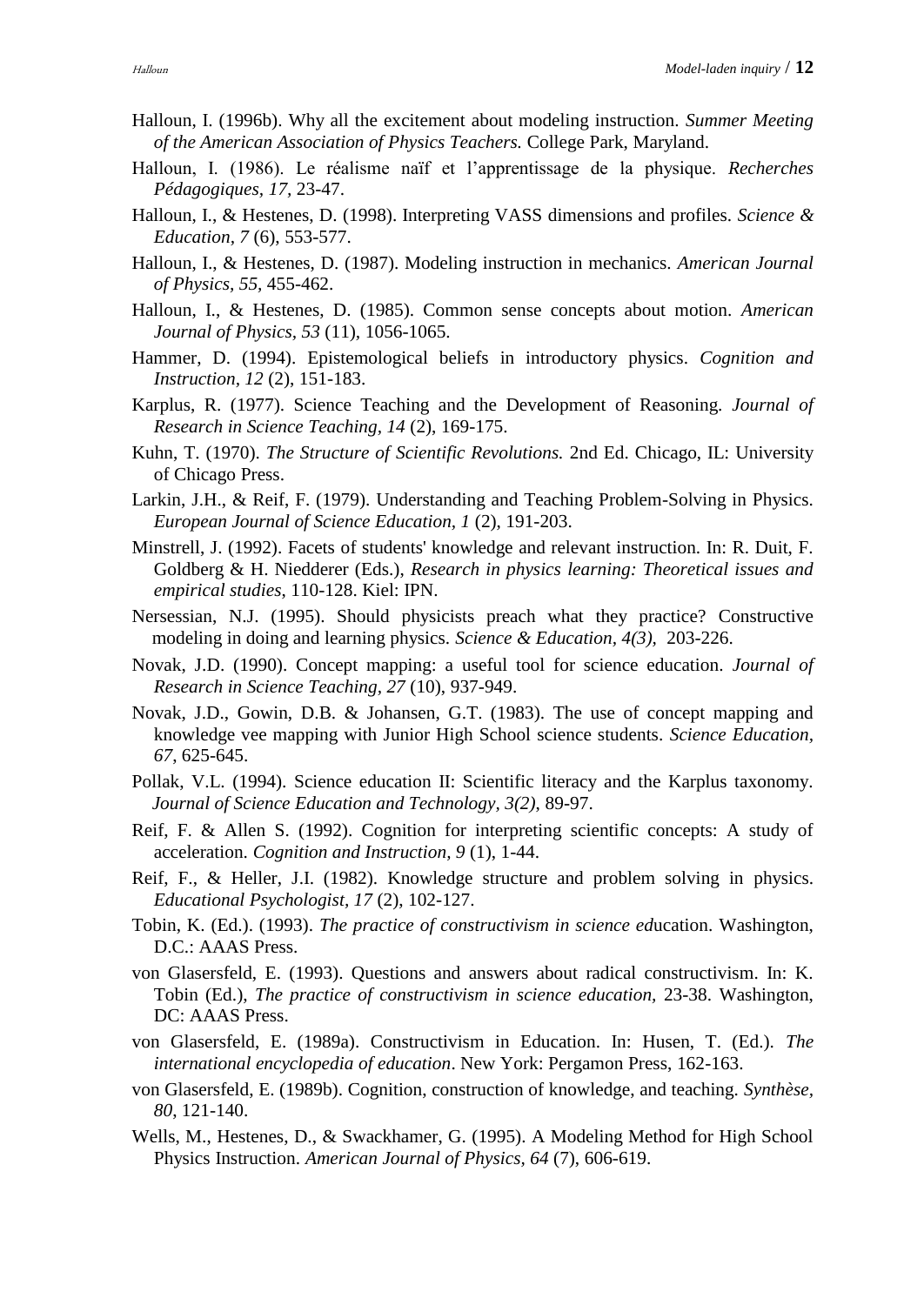Halloun, I. (1996b). Why all the excitement about modeling instruction. *Summer Meeting of the American Association of Physics Teachers.* College Park, Maryland.

Halloun, I. (1986). Le réalisme naïf et l'apprentissage de la physique. *Recherches Pédagogiques, 17*, 23-47.

Halloun, I., & Hestenes, D. (1998). Interpreting VASS dimensions and profiles. *Science & Education, 7* (6), 553-577.

Halloun, I., & Hestenes, D. (1987). Modeling instruction in mechanics. *American Journal of Physics, 55*, 455-462.

Halloun, I., & Hestenes, D. (1985). Common sense concepts about motion. *American Journal of Physics, 53* (11), 1056-1065.

Hammer, D. (1994). Epistemological beliefs in introductory physics. *Cognition and Instruction, 12* (2), 151-183.

Karplus, R. (1977). Science Teaching and the Development of Reasoning. *Journal of Research in Science Teaching, 14* (2), 169-175.

Kuhn, T. (1970). *The Structure of Scientific Revolutions.* 2nd Ed. Chicago, IL: University of Chicago Press.

Larkin, J.H., & Reif, F. (1979). Understanding and Teaching Problem-Solving in Physics. *European Journal of Science Education, 1* (2), 191-203.

Minstrell, J. (1992). Facets of students' knowledge and relevant instruction. In: R. Duit, F. Goldberg & H. Niedderer (Eds.), *Research in physics learning: Theoretical issues and empirical studies*, 110-128. Kiel: IPN.

Nersessian, N.J. (1995). Should physicists preach what they practice? Constructive modeling in doing and learning physics. *Science & Education, 4(3),* 203-226.

Novak, J.D. (1990). Concept mapping: a useful tool for science education. *Journal of Research in Science Teaching, 27* (10), 937-949.

Novak, J.D., Gowin, D.B. & Johansen, G.T. (1983). The use of concept mapping and knowledge vee mapping with Junior High School science students. *Science Education, 67*, 625-645.

Pollak, V.L. (1994). Science education II: Scientific literacy and the Karplus taxonomy. *Journal of Science Education and Technology, 3(2)*, 89-97.

Reif, F. & Allen S. (1992). Cognition for interpreting scientific concepts: A study of acceleration. *Cognition and Instruction, 9* (1), 1-44.

Reif, F., & Heller, J.I. (1982). Knowledge structure and problem solving in physics. *Educational Psychologist, 17* (2), 102-127.

Tobin, K. (Ed.). (1993). *The practice of constructivism in science ed*ucation. Washington, D.C.: AAAS Press.

von Glasersfeld, E. (1993). Questions and answers about radical constructivism. In: K. Tobin (Ed.), *The practice of constructivism in science education*, 23-38. Washington, DC: AAAS Press.

von Glasersfeld, E. (1989a). Constructivism in Education. In: Husen, T. (Ed.). *The international encyclopedia of education*. New York: Pergamon Press, 162-163.

von Glasersfeld, E. (1989b). Cognition, construction of knowledge, and teaching. *Synthèse, 80*, 121-140.

Wells, M., Hestenes, D., & Swackhamer, G. (1995). A Modeling Method for High School Physics Instruction. *American Journal of Physics, 64* (7), 606-619.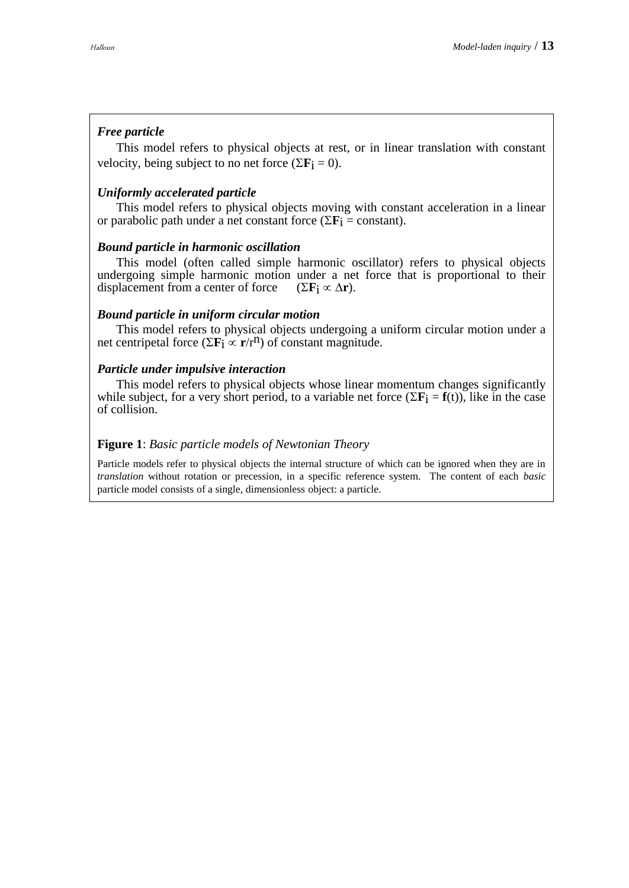***Free particle***

This model refers to physical objects at rest, or in linear translation with constant velocity, being subject to no net force ($\Sigma\mathbf{F}_i = 0$).

***Uniformly accelerated particle***

This model refers to physical objects moving with constant acceleration in a linear or parabolic path under a net constant force ($\Sigma\mathbf{F}_i$ = constant).

***Bound particle in harmonic oscillation***

This model (often called simple harmonic oscillator) refers to physical objects undergoing simple harmonic motion under a net force that is proportional to their displacement from a center of force ($\Sigma\mathbf{F}_i \propto \Delta\mathbf{r}$).

***Bound particle in uniform circular motion***

This model refers to physical objects undergoing a uniform circular motion under a net centripetal force ($\Sigma\mathbf{F}_i \propto \mathbf{r}/r^n$) of constant magnitude.

***Particle under impulsive interaction***

This model refers to physical objects whose linear momentum changes significantly while subject, for a very short period, to a variable net force ($\Sigma\mathbf{F}_i = \mathbf{f}(t)$), like in the case of collision.

**Figure 1**: *Basic particle models of Newtonian Theory*

Particle models refer to physical objects the internal structure of which can be ignored when they are in *translation* without rotation or precession, in a specific reference system. The content of each *basic* particle model consists of a single, dimensionless object: a particle.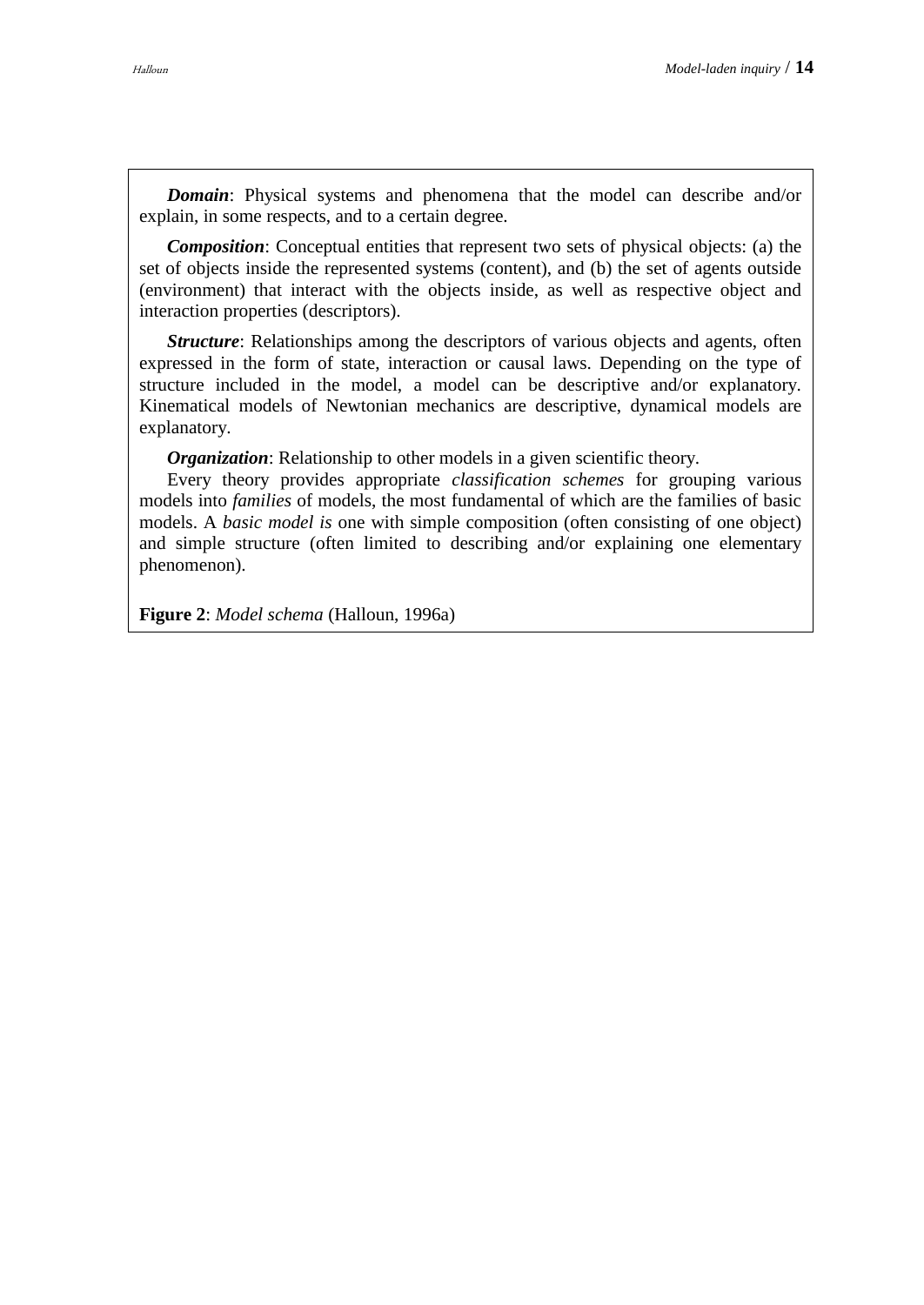***Domain***: Physical systems and phenomena that the model can describe and/or explain, in some respects, and to a certain degree.

***Composition***: Conceptual entities that represent two sets of physical objects: (a) the set of objects inside the represented systems (content), and (b) the set of agents outside (environment) that interact with the objects inside, as well as respective object and interaction properties (descriptors).

***Structure***: Relationships among the descriptors of various objects and agents, often expressed in the form of state, interaction or causal laws. Depending on the type of structure included in the model, a model can be descriptive and/or explanatory. Kinematical models of Newtonian mechanics are descriptive, dynamical models are explanatory.

***Organization***: Relationship to other models in a given scientific theory.

Every theory provides appropriate *classification schemes* for grouping various models into *families* of models, the most fundamental of which are the families of basic models. A *basic model is* one with simple composition (often consisting of one object) and simple structure (often limited to describing and/or explaining one elementary phenomenon).

**Figure 2**: *Model schema* (Halloun, 1996a)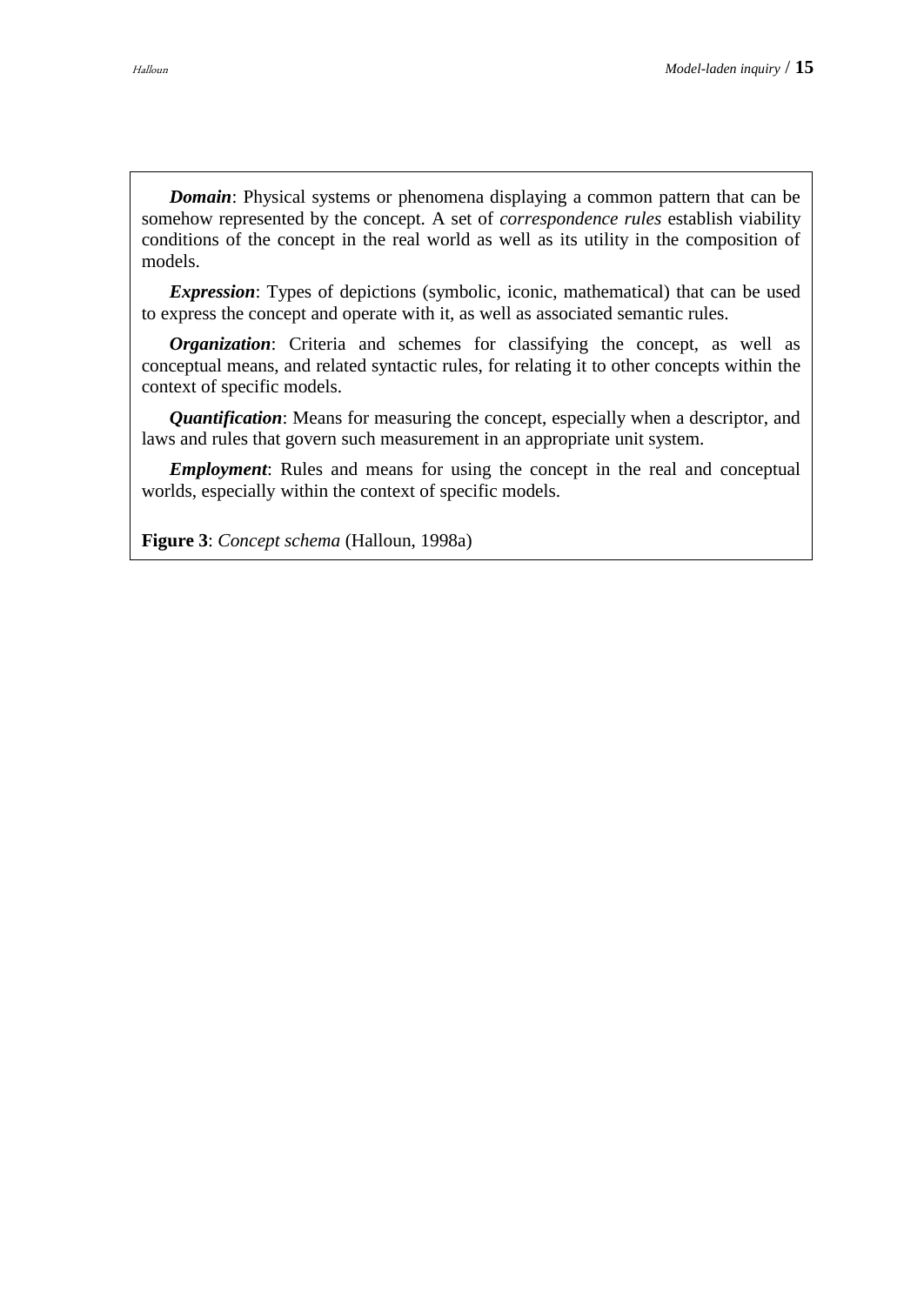***Domain***: Physical systems or phenomena displaying a common pattern that can be somehow represented by the concept. A set of *correspondence rules* establish viability conditions of the concept in the real world as well as its utility in the composition of models.

***Expression***: Types of depictions (symbolic, iconic, mathematical) that can be used to express the concept and operate with it, as well as associated semantic rules.

***Organization***: Criteria and schemes for classifying the concept, as well as conceptual means, and related syntactic rules, for relating it to other concepts within the context of specific models.

***Quantification***: Means for measuring the concept, especially when a descriptor, and laws and rules that govern such measurement in an appropriate unit system.

***Employment***: Rules and means for using the concept in the real and conceptual worlds, especially within the context of specific models.

**Figure 3**: *Concept schema* (Halloun, 1998a)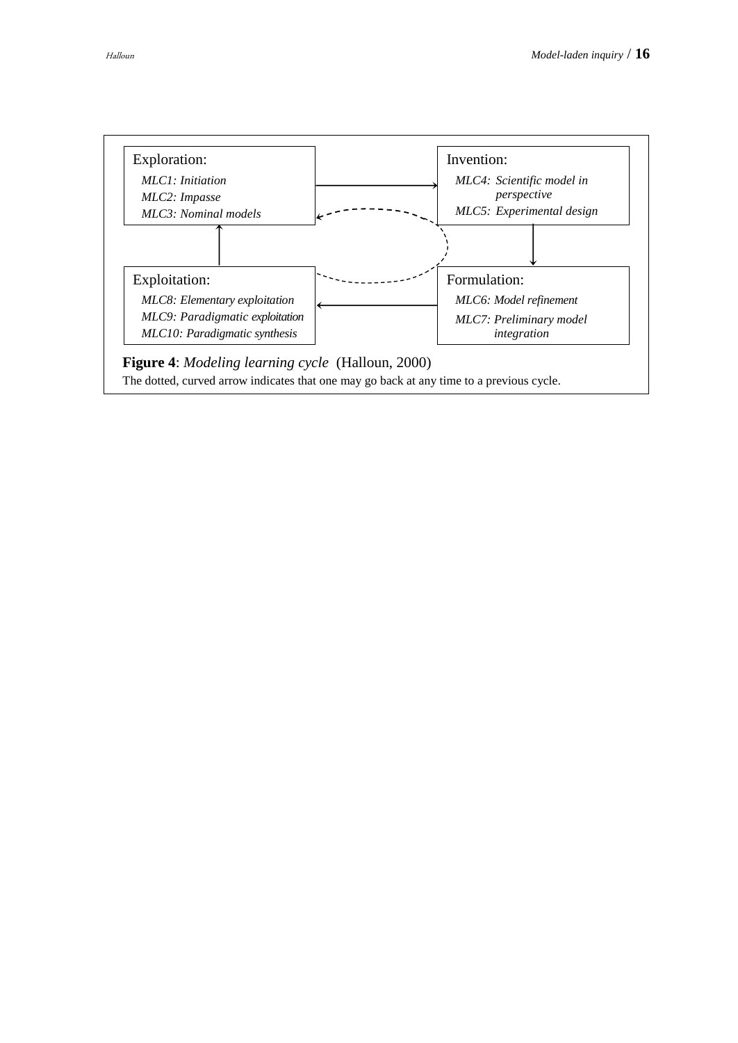Exploration:

*MLC1: Initiation*

*MLC2: Impasse*

*MLC3: Nominal models*

Invention:

*MLC4: Scientific model in perspective*

*MLC5: Experimental design*

Formulation:

*MLC6: Model refinement*

*MLC7: Preliminary model integration*

Exploitation:

*MLC8: Elementary exploitation*

*MLC9: Paradigmatic exploitation*

*MLC10: Paradigmatic synthesis*

**Figure 4**: *Modeling learning cycle* (Halloun, 2000)

The dotted, curved arrow indicates that one may go back at any time to a previous cycle.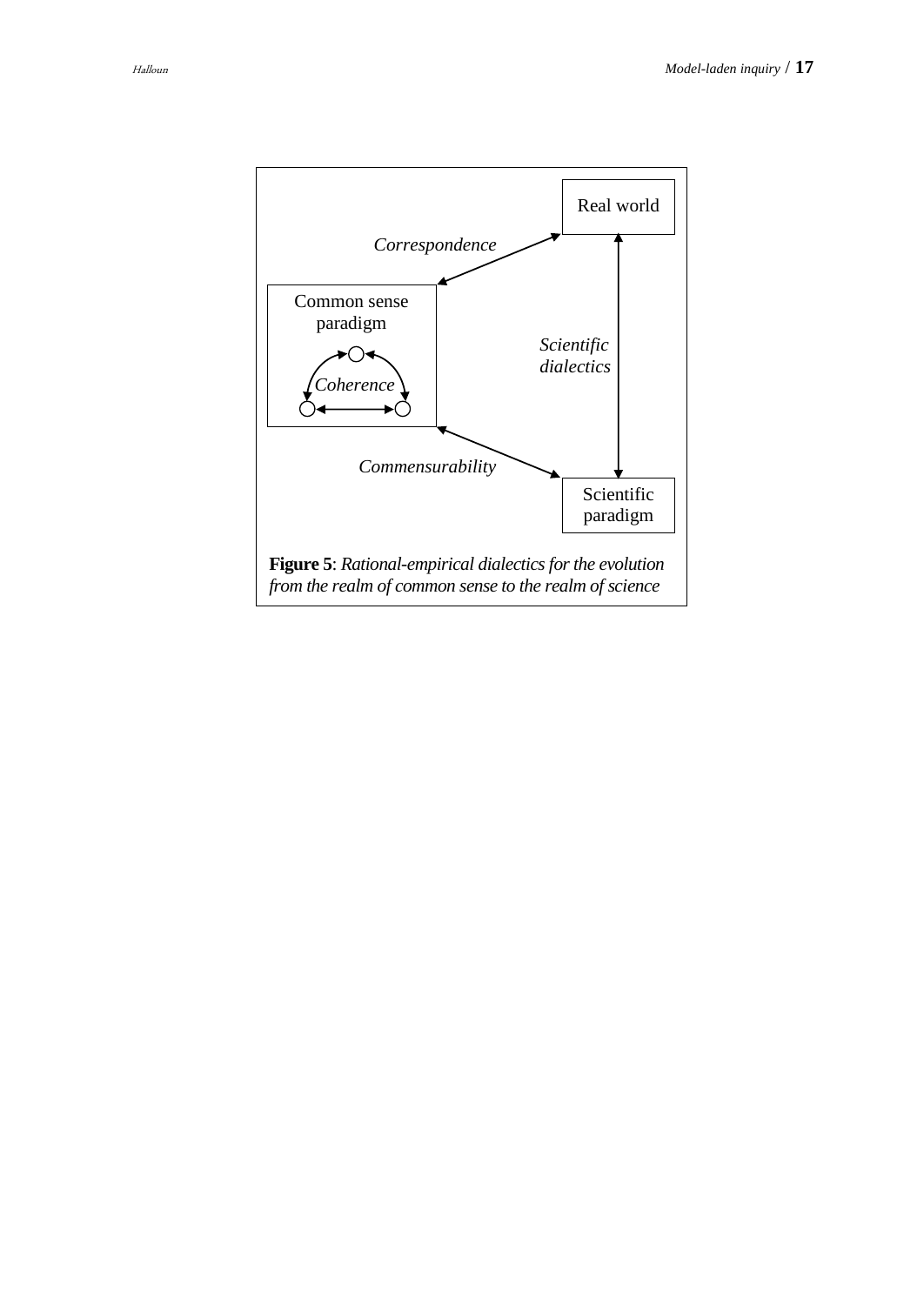Real world

*Correspondence*

Common sense paradigm

*Coherence*

*Scientific dialectics*

*Commensurability*

Scientific paradigm

**Figure 5**: *Rational-empirical dialectics for the evolution from the realm of common sense to the realm of science*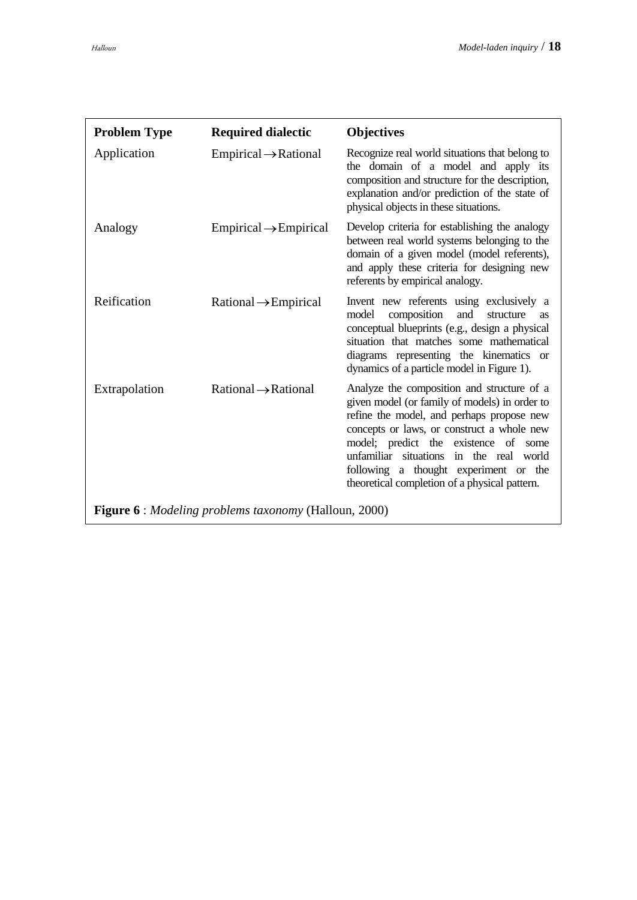| Problem Type | Required dialectic | Objectives |
|---|---|---|
| Application | Empirical $\rightarrow$ Rational | Recognize real world situations that belong to the domain of a model and apply its composition and structure for the description, explanation and/or prediction of the state of physical objects in these situations. |
| Analogy | Empirical $\rightarrow$ Empirical | Develop criteria for establishing the analogy between real world systems belonging to the domain of a given model (model referents), and apply these criteria for designing new referents by empirical analogy. |
| Reification | Rational $\rightarrow$ Empirical | Invent new referents using exclusively a model composition and structure as conceptual blueprints (e.g., design a physical situation that matches some mathematical diagrams representing the kinematics or dynamics of a particle model in Figure 1). |
| Extrapolation | Rational $\rightarrow$ Rational | Analyze the composition and structure of a given model (or family of models) in order to refine the model, and perhaps propose new concepts or laws, or construct a whole new model; predict the existence of some unfamiliar situations in the real world following a thought experiment or the theoretical completion of a physical pattern. |

**Figure 6** : *Modeling problems taxonomy* (Halloun, 2000)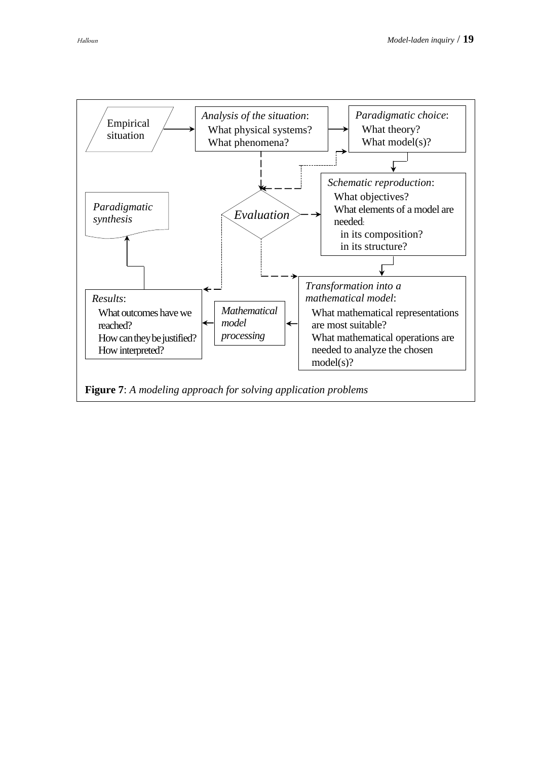Empirical situation

*Analysis of the situation*:
What physical systems?
What phenomena?

*Paradigmatic choice*:
What theory?
What model(s)?

*Schematic reproduction*:
What objectives?
What elements of a model are needed:
in its composition?
in its structure?

*Paradigmatic synthesis*

*Evaluation*

*Transformation into a mathematical model*:
What mathematical representations are most suitable?
What mathematical operations are needed to analyze the chosen model(s)?

*Mathematical model processing*

*Results*:
What outcomes have we reached?
How can they be justified?
How interpreted?

**Figure 7**: *A modeling approach for solving application problems*